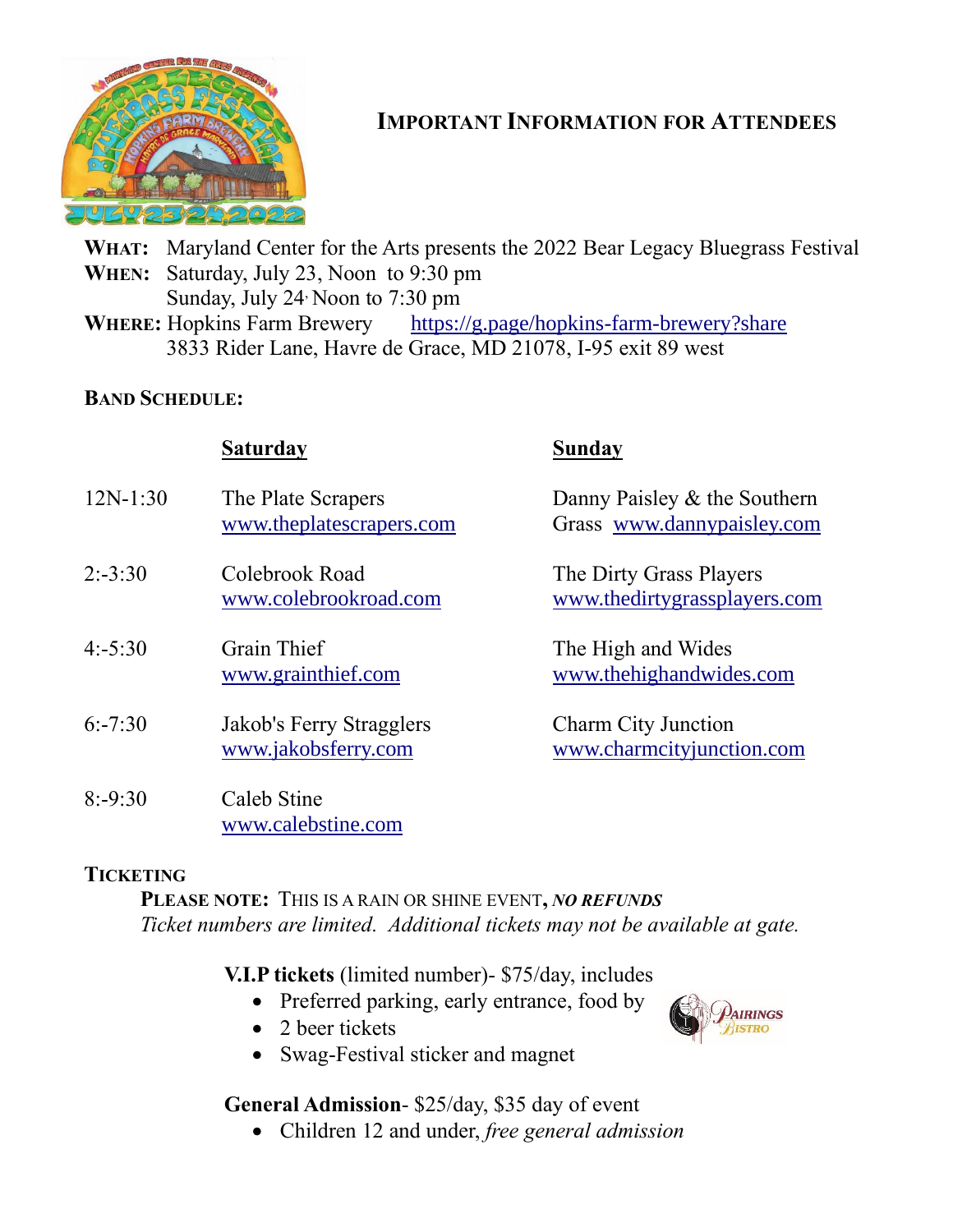# Important Information for Attendees

**WHAT:** Maryland Center for the Arts presents the 2022 Bear Legacy Bluegrass Festival
**WHEN:** Saturday, July 23, Noon to 9:30 pm
Sunday, July 24, Noon to 7:30 pm
**WHERE:** Hopkins Farm Brewery https://g.page/hopkins-farm-brewery?share
3833 Rider Lane, Havre de Grace, MD 21078, I-95 exit 89 west

## Band Schedule:

| | **Saturday** | **Sunday** |
|---|---|---|
| 12N-1:30 | The Plate Scrapers www.theplatescrapers.com | Danny Paisley & the Southern Grass www.dannypaisley.com |
| 2:-3:30 | Colebrook Road www.colebrookroad.com | The Dirty Grass Players www.thedirtygrassplayers.com |
| 4:-5:30 | Grain Thief www.grainthief.com | The High and Wides www.thehighandwides.com |
| 6:-7:30 | Jakob's Ferry Stragglers www.jakobsferry.com | Charm City Junction www.charmcityjunction.com |
| 8:-9:30 | Caleb Stine www.calebstine.com | |

## Ticketing

**PLEASE NOTE:** THIS IS A RAIN OR SHINE EVENT, ***NO REFUNDS***
*Ticket numbers are limited. Additional tickets may not be available at gate.*

**V.I.P tickets** (limited number)- $75/day, includes

- Preferred parking, early entrance, food by Pairings Bistro
- 2 beer tickets
- Swag-Festival sticker and magnet

**General Admission**- $25/day, $35 day of event

- Children 12 and under, *free general admission*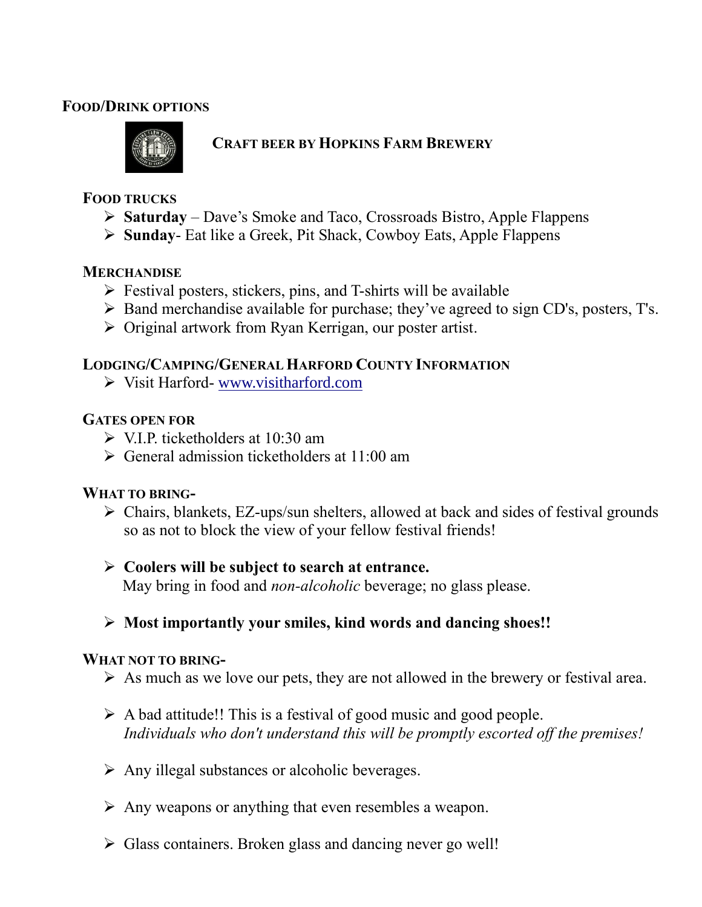## Food/Drink options

**Craft beer by Hopkins Farm Brewery**

### Food trucks

- **Saturday** – Dave's Smoke and Taco, Crossroads Bistro, Apple Flappens
- **Sunday**- Eat like a Greek, Pit Shack, Cowboy Eats, Apple Flappens

### Merchandise

- Festival posters, stickers, pins, and T-shirts will be available
- Band merchandise available for purchase; they've agreed to sign CD's, posters, T's.
- Original artwork from Ryan Kerrigan, our poster artist.

### Lodging/Camping/General Harford County Information

- Visit Harford- www.visitharford.com

### Gates open for

- V.I.P. ticketholders at 10:30 am
- General admission ticketholders at 11:00 am

### What to bring-

- Chairs, blankets, EZ-ups/sun shelters, allowed at back and sides of festival grounds so as not to block the view of your fellow festival friends!

- **Coolers will be subject to search at entrance.**
  May bring in food and *non-alcoholic* beverage; no glass please.

- **Most importantly your smiles, kind words and dancing shoes!!**

### What not to bring-

- As much as we love our pets, they are not allowed in the brewery or festival area.

- A bad attitude!! This is a festival of good music and good people.
  *Individuals who don't understand this will be promptly escorted off the premises!*

- Any illegal substances or alcoholic beverages.

- Any weapons or anything that even resembles a weapon.

- Glass containers. Broken glass and dancing never go well!